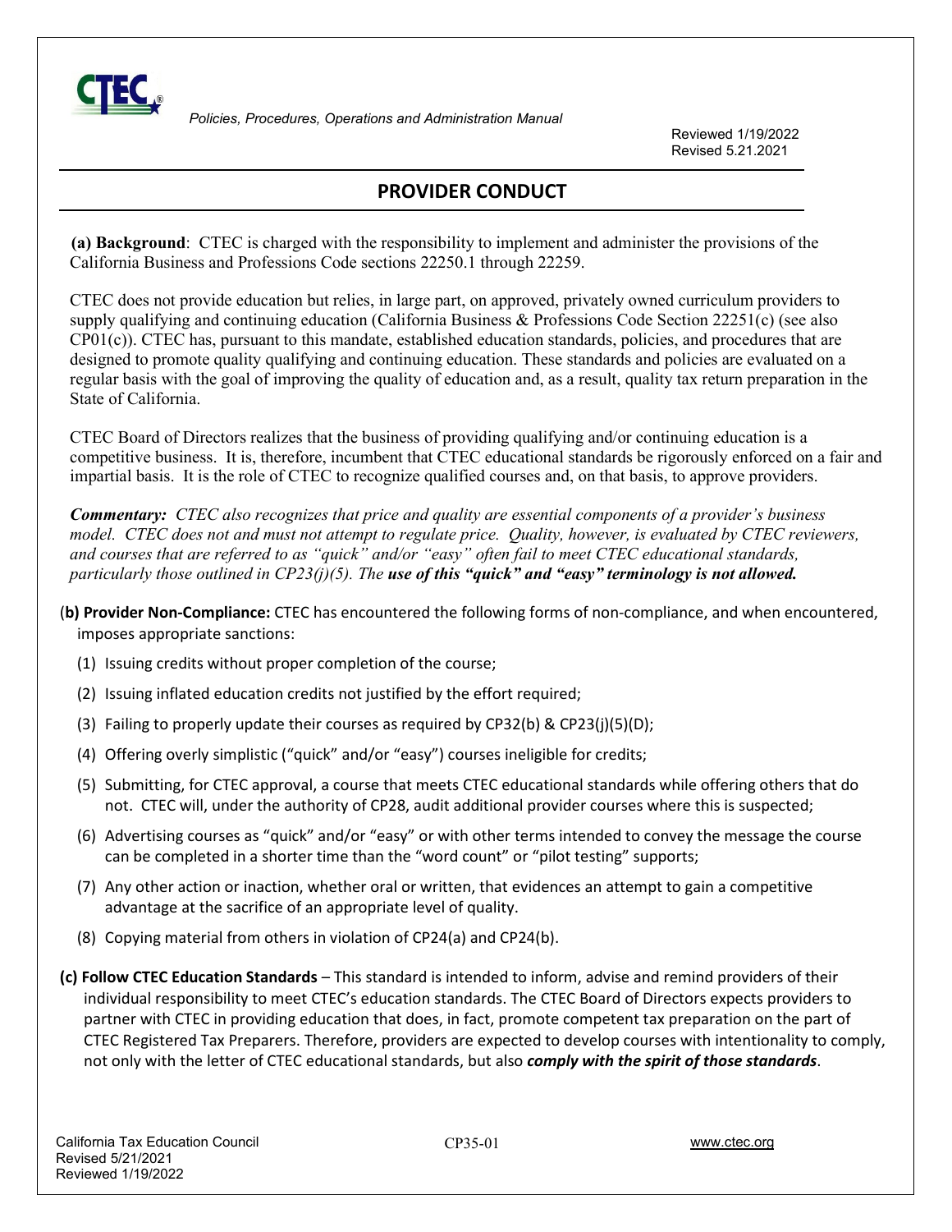Policies, Procedures, Operations and Administration Manual

Reviewed 1/19/2022
Revised 5.21.2021

# PROVIDER CONDUCT

**(a) Background**: CTEC is charged with the responsibility to implement and administer the provisions of the California Business and Professions Code sections 22250.1 through 22259.

CTEC does not provide education but relies, in large part, on approved, privately owned curriculum providers to supply qualifying and continuing education (California Business & Professions Code Section 22251(c) (see also CP01(c)). CTEC has, pursuant to this mandate, established education standards, policies, and procedures that are designed to promote quality qualifying and continuing education. These standards and policies are evaluated on a regular basis with the goal of improving the quality of education and, as a result, quality tax return preparation in the State of California.

CTEC Board of Directors realizes that the business of providing qualifying and/or continuing education is a competitive business. It is, therefore, incumbent that CTEC educational standards be rigorously enforced on a fair and impartial basis. It is the role of CTEC to recognize qualified courses and, on that basis, to approve providers.

***Commentary:*** *CTEC also recognizes that price and quality are essential components of a provider's business model. CTEC does not and must not attempt to regulate price. Quality, however, is evaluated by CTEC reviewers, and courses that are referred to as "quick" and/or "easy" often fail to meet CTEC educational standards, particularly those outlined in CP23(j)(5). The* ***use of this "quick" and "easy" terminology is not allowed.***

(**b) Provider Non-Compliance:** CTEC has encountered the following forms of non-compliance, and when encountered, imposes appropriate sanctions:

1. Issuing credits without proper completion of the course;
2. Issuing inflated education credits not justified by the effort required;
3. Failing to properly update their courses as required by CP32(b) & CP23(j)(5)(D);
4. Offering overly simplistic ("quick" and/or "easy") courses ineligible for credits;
5. Submitting, for CTEC approval, a course that meets CTEC educational standards while offering others that do not. CTEC will, under the authority of CP28, audit additional provider courses where this is suspected;
6. Advertising courses as "quick" and/or "easy" or with other terms intended to convey the message the course can be completed in a shorter time than the "word count" or "pilot testing" supports;
7. Any other action or inaction, whether oral or written, that evidences an attempt to gain a competitive advantage at the sacrifice of an appropriate level of quality.
8. Copying material from others in violation of CP24(a) and CP24(b).

**(c) Follow CTEC Education Standards** – This standard is intended to inform, advise and remind providers of their individual responsibility to meet CTEC's education standards. The CTEC Board of Directors expects providers to partner with CTEC in providing education that does, in fact, promote competent tax preparation on the part of CTEC Registered Tax Preparers. Therefore, providers are expected to develop courses with intentionality to comply, not only with the letter of CTEC educational standards, but also ***comply with the spirit of those standards***.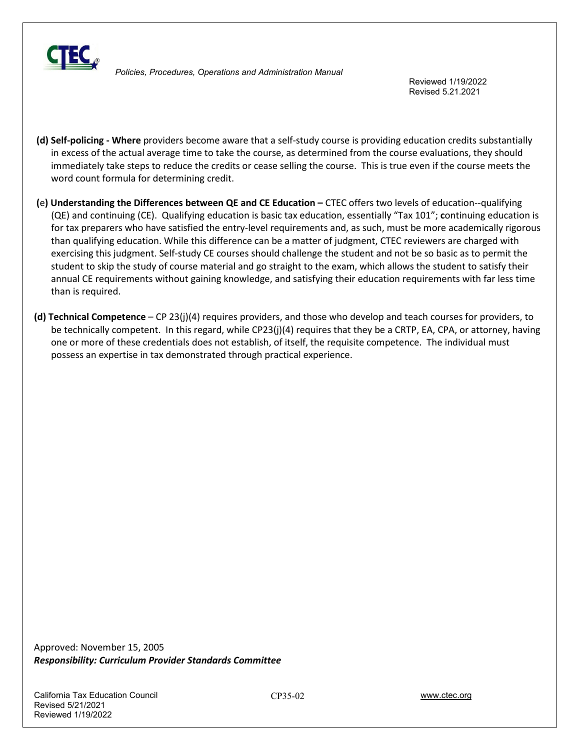**(d) Self-policing - Where** providers become aware that a self-study course is providing education credits substantially in excess of the actual average time to take the course, as determined from the course evaluations, they should immediately take steps to reduce the credits or cease selling the course. This is true even if the course meets the word count formula for determining credit.

**(**e**) Understanding the Differences between QE and CE Education –** CTEC offers two levels of education--qualifying (QE) and continuing (CE). Qualifying education is basic tax education, essentially "Tax 101"; **c**ontinuing education is for tax preparers who have satisfied the entry-level requirements and, as such, must be more academically rigorous than qualifying education. While this difference can be a matter of judgment, CTEC reviewers are charged with exercising this judgment. Self-study CE courses should challenge the student and not be so basic as to permit the student to skip the study of course material and go straight to the exam, which allows the student to satisfy their annual CE requirements without gaining knowledge, and satisfying their education requirements with far less time than is required.

**(d) Technical Competence** – CP 23(j)(4) requires providers, and those who develop and teach courses for providers, to be technically competent. In this regard, while CP23(j)(4) requires that they be a CRTP, EA, CPA, or attorney, having one or more of these credentials does not establish, of itself, the requisite competence. The individual must possess an expertise in tax demonstrated through practical experience.

Approved: November 15, 2005

***Responsibility: Curriculum Provider Standards Committee***